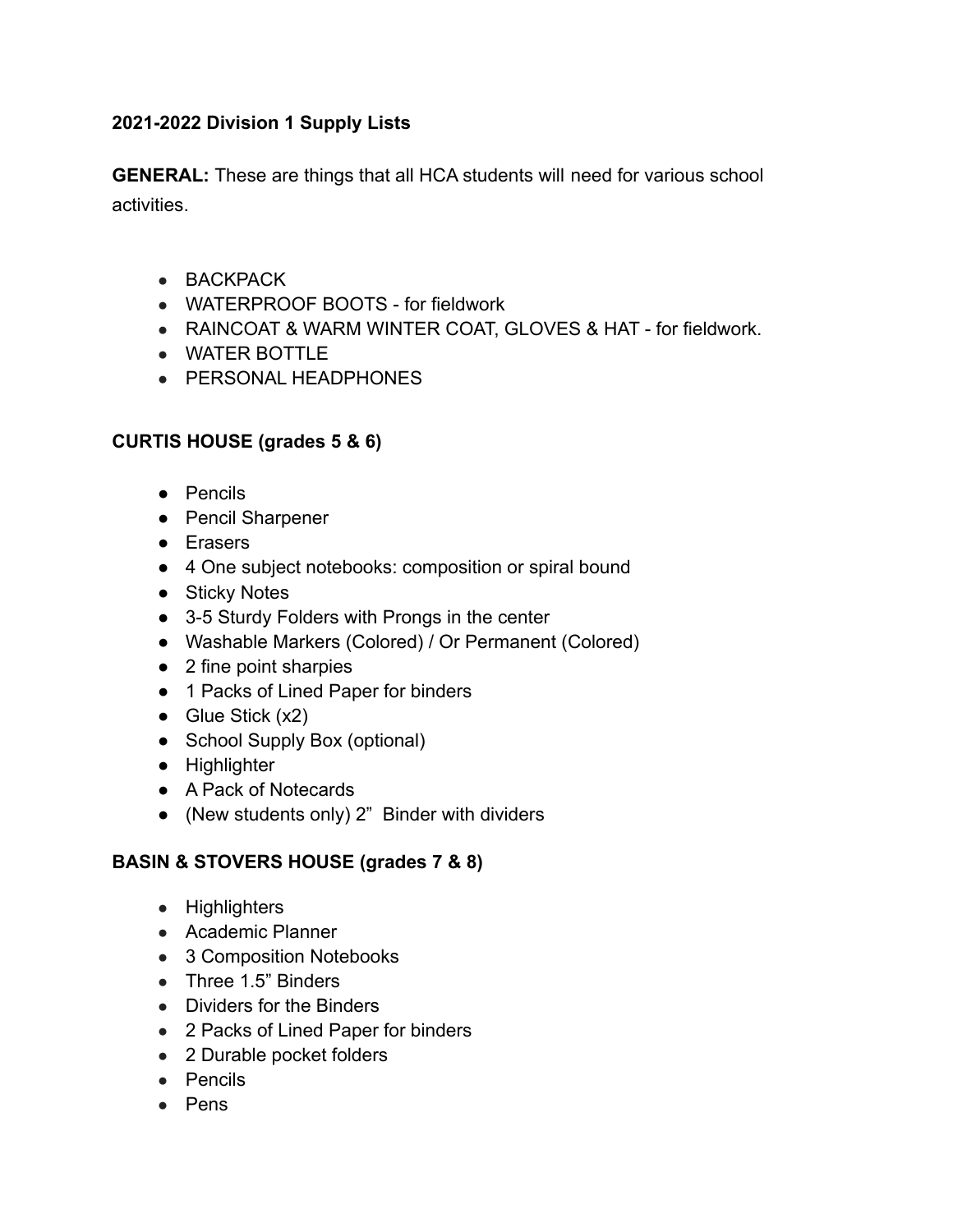**2021-2022 Division 1 Supply Lists**

**GENERAL:** These are things that all HCA students will need for various school activities.

- BACKPACK
- WATERPROOF BOOTS - for fieldwork
- RAINCOAT & WARM WINTER COAT, GLOVES & HAT - for fieldwork.
- WATER BOTTLE
- PERSONAL HEADPHONES

**CURTIS HOUSE (grades 5 & 6)**

- Pencils
- Pencil Sharpener
- Erasers
- 4 One subject notebooks: composition or spiral bound
- Sticky Notes
- 3-5 Sturdy Folders with Prongs in the center
- Washable Markers (Colored) / Or Permanent (Colored)
- 2 fine point sharpies
- 1 Packs of Lined Paper for binders
- Glue Stick (x2)
- School Supply Box (optional)
- Highlighter
- A Pack of Notecards
- (New students only) 2" Binder with dividers

**BASIN & STOVERS HOUSE (grades 7 & 8)**

- Highlighters
- Academic Planner
- 3 Composition Notebooks
- Three 1.5" Binders
- Dividers for the Binders
- 2 Packs of Lined Paper for binders
- 2 Durable pocket folders
- Pencils
- Pens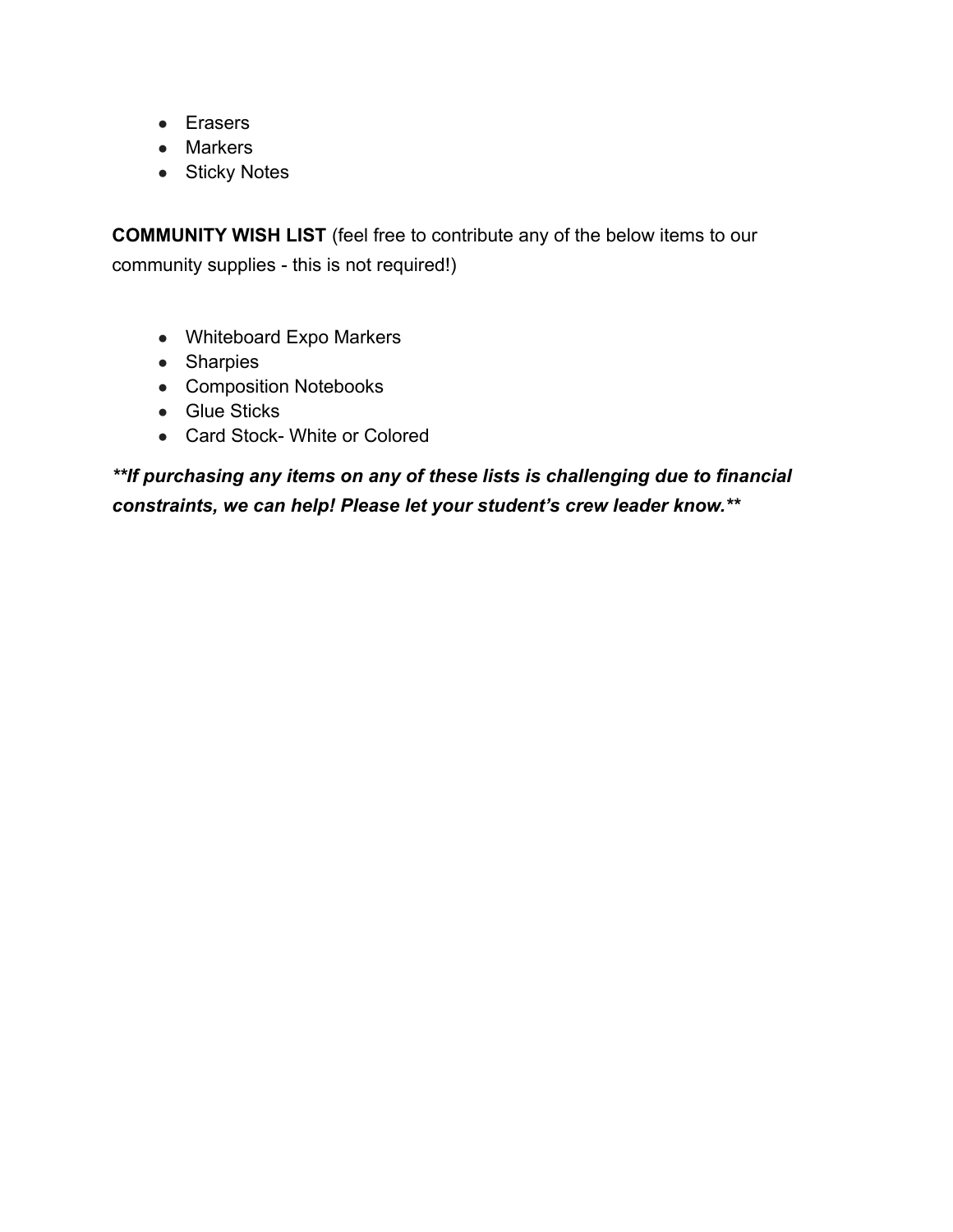- Erasers
- Markers
- Sticky Notes

**COMMUNITY WISH LIST** (feel free to contribute any of the below items to our community supplies - this is not required!)

- Whiteboard Expo Markers
- Sharpies
- Composition Notebooks
- Glue Sticks
- Card Stock- White or Colored

***\*\*If purchasing any items on any of these lists is challenging due to financial constraints, we can help! Please let your student's crew leader know.\*\****